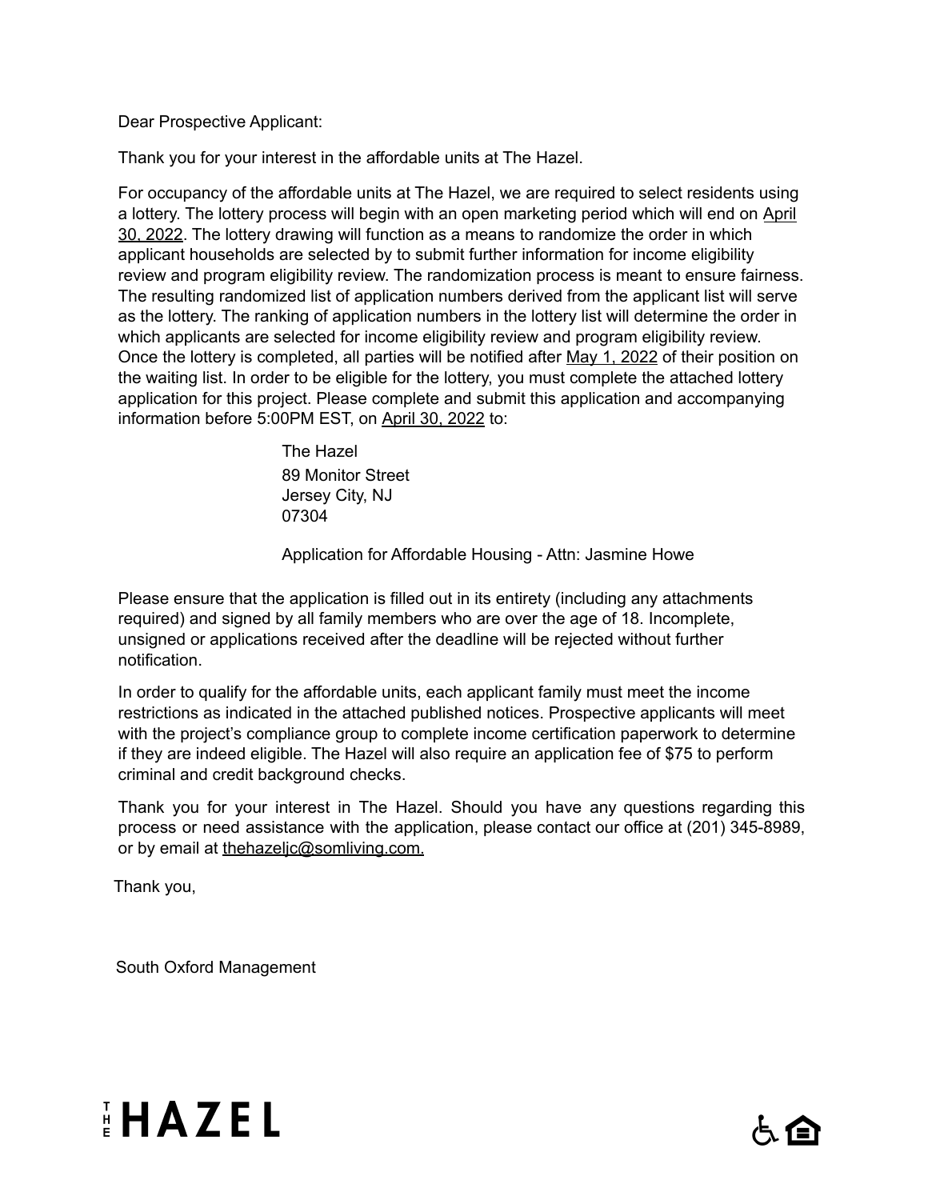Dear Prospective Applicant:

Thank you for your interest in the affordable units at The Hazel.

For occupancy of the affordable units at The Hazel, we are required to select residents using a lottery. The lottery process will begin with an open marketing period which will end on April 30, 2022. The lottery drawing will function as a means to randomize the order in which applicant households are selected by to submit further information for income eligibility review and program eligibility review. The randomization process is meant to ensure fairness. The resulting randomized list of application numbers derived from the applicant list will serve as the lottery. The ranking of application numbers in the lottery list will determine the order in which applicants are selected for income eligibility review and program eligibility review. Once the lottery is completed, all parties will be notified after May 1, 2022 of their position on the waiting list. In order to be eligible for the lottery, you must complete the attached lottery application for this project. Please complete and submit this application and accompanying information before 5:00PM EST, on April 30, 2022 to:

The Hazel
89 Monitor Street
Jersey City, NJ
07304

Application for Affordable Housing - Attn: Jasmine Howe

Please ensure that the application is filled out in its entirety (including any attachments required) and signed by all family members who are over the age of 18. Incomplete, unsigned or applications received after the deadline will be rejected without further notification.

In order to qualify for the affordable units, each applicant family must meet the income restrictions as indicated in the attached published notices. Prospective applicants will meet with the project's compliance group to complete income certification paperwork to determine if they are indeed eligible. The Hazel will also require an application fee of $75 to perform criminal and credit background checks.

Thank you for your interest in The Hazel. Should you have any questions regarding this process or need assistance with the application, please contact our office at (201) 345-8989, or by email at thehazeljc@somliving.com.

Thank you,

South Oxford Management

THE HAZEL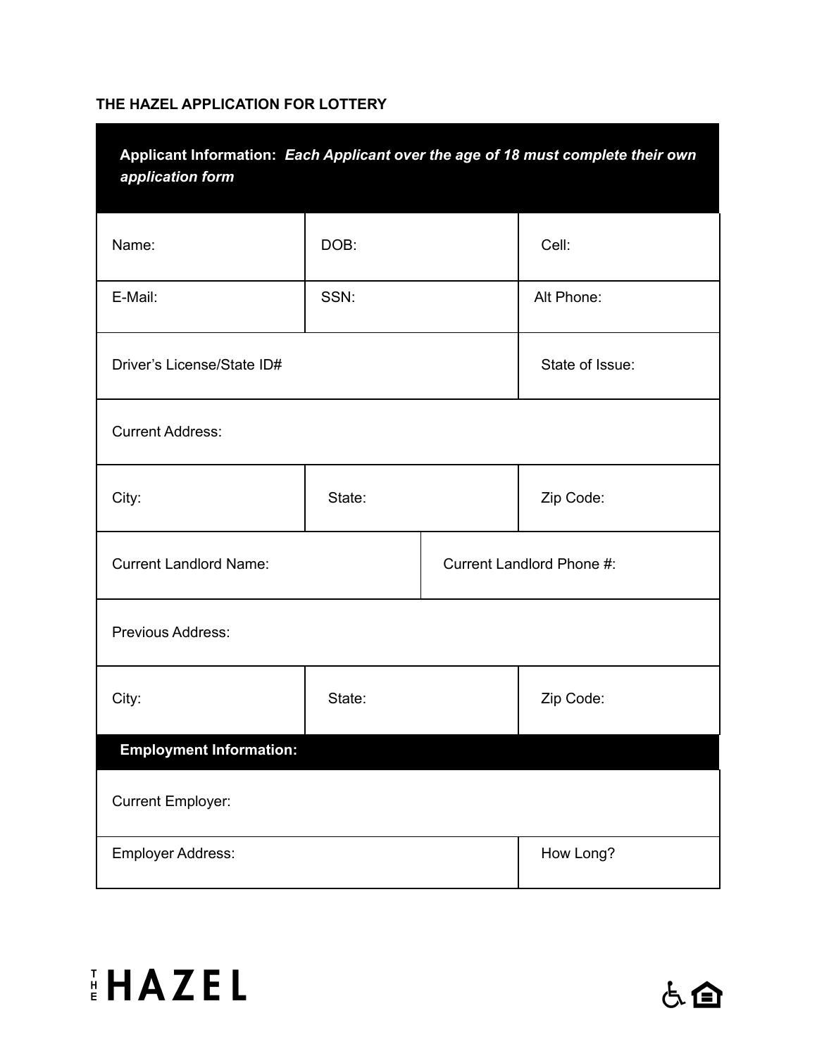**THE HAZEL APPLICATION FOR LOTTERY**

| **Applicant Information:** ***Each Applicant over the age of 18 must complete their own application form*** | | |
|---|---|---|
| Name: | DOB: | Cell: |
| E-Mail: | SSN: | Alt Phone: |
| Driver's License/State ID# | | State of Issue: |
| Current Address: | | |
| City: | State: | Zip Code: |
| Current Landlord Name: | Current Landlord Phone #: | |
| Previous Address: | | |
| City: | State: | Zip Code: |
| **Employment Information:** | | |
| Current Employer: | | |
| Employer Address: | | How Long? |

THE HAZEL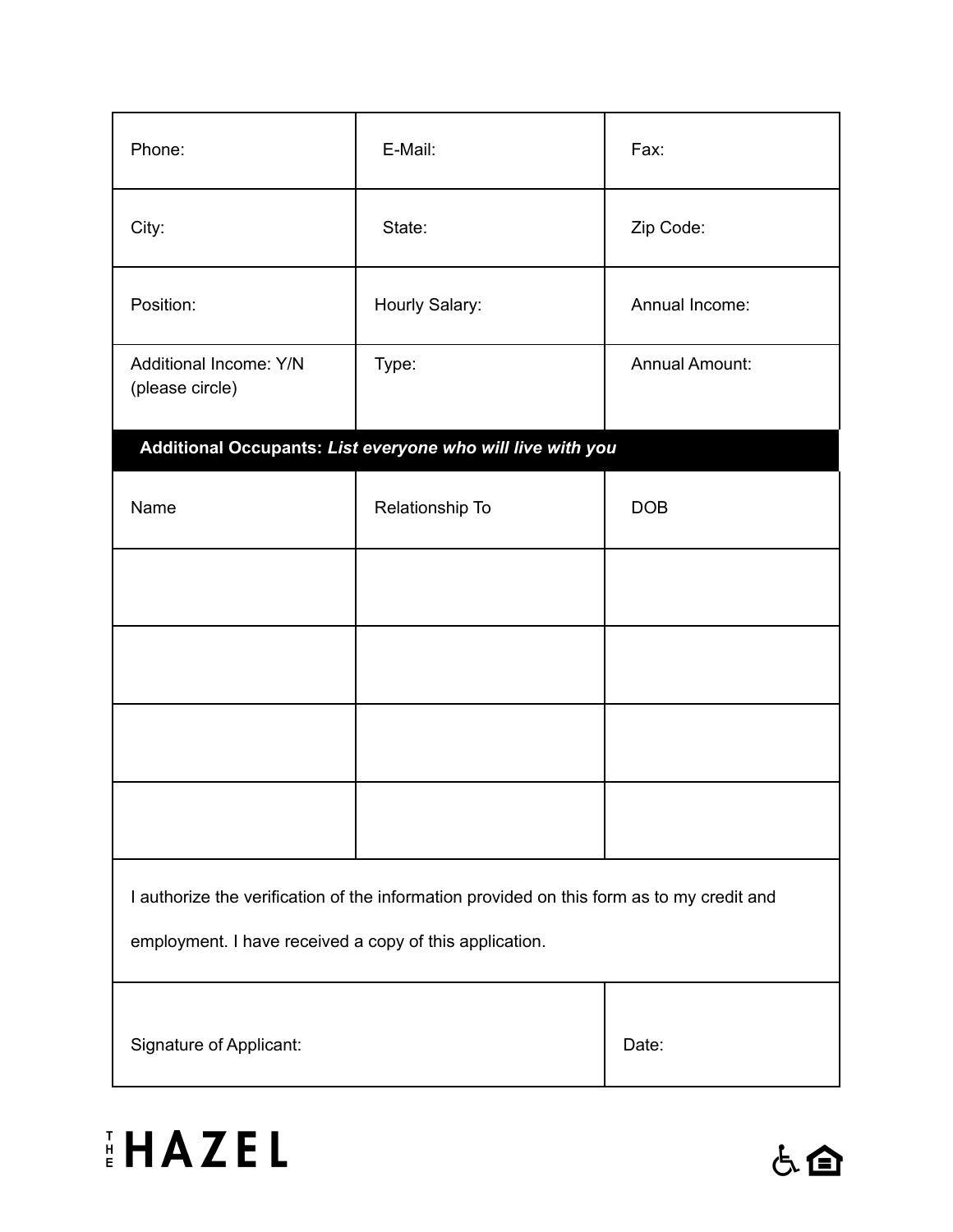| Phone: | E-Mail: | Fax: |
|---|---|---|
| City: | State: | Zip Code: |
| Position: | Hourly Salary: | Annual Income: |
| Additional Income: Y/N (please circle) | Type: | Annual Amount: |

**Additional Occupants:** ***List everyone who will live with you***

| Name | Relationship To | DOB |
|---|---|---|
| | | |
| | | |
| | | |
| | | |

I authorize the verification of the information provided on this form as to my credit and employment. I have received a copy of this application.

| Signature of Applicant: | Date: |
|---|---|

THE HAZEL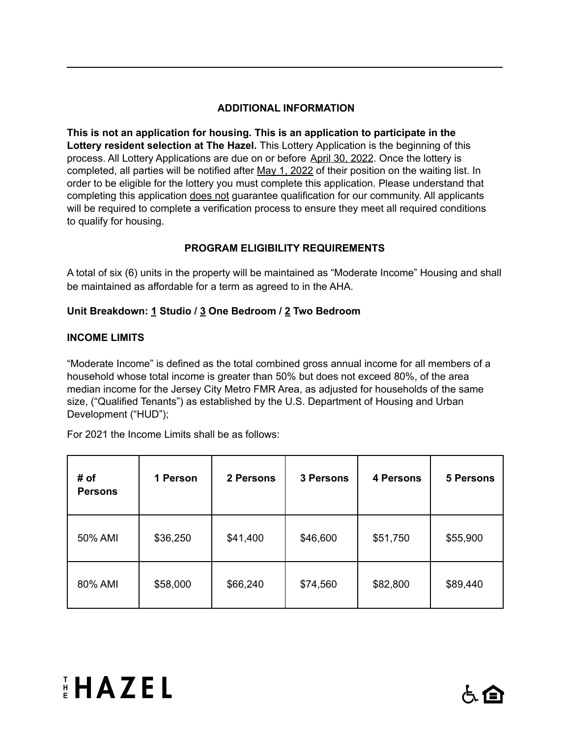## ADDITIONAL INFORMATION

**This is not an application for housing. This is an application to participate in the Lottery resident selection at The Hazel.** This Lottery Application is the beginning of this process. All Lottery Applications are due on or before April 30, 2022. Once the lottery is completed, all parties will be notified after May 1, 2022 of their position on the waiting list. In order to be eligible for the lottery you must complete this application. Please understand that completing this application does not guarantee qualification for our community. All applicants will be required to complete a verification process to ensure they meet all required conditions to qualify for housing.

## PROGRAM ELIGIBILITY REQUIREMENTS

A total of six (6) units in the property will be maintained as "Moderate Income" Housing and shall be maintained as affordable for a term as agreed to in the AHA.

**Unit Breakdown: 1 Studio / 3 One Bedroom / 2 Two Bedroom**

**INCOME LIMITS**

"Moderate Income" is defined as the total combined gross annual income for all members of a household whose total income is greater than 50% but does not exceed 80%, of the area median income for the Jersey City Metro FMR Area, as adjusted for households of the same size, ("Qualified Tenants") as established by the U.S. Department of Housing and Urban Development ("HUD");

For 2021 the Income Limits shall be as follows:

| # of Persons | 1 Person | 2 Persons | 3 Persons | 4 Persons | 5 Persons |
|---|---|---|---|---|---|
| 50% AMI | $36,250 | $41,400 | $46,600 | $51,750 | $55,900 |
| 80% AMI | $58,000 | $66,240 | $74,560 | $82,800 | $89,440 |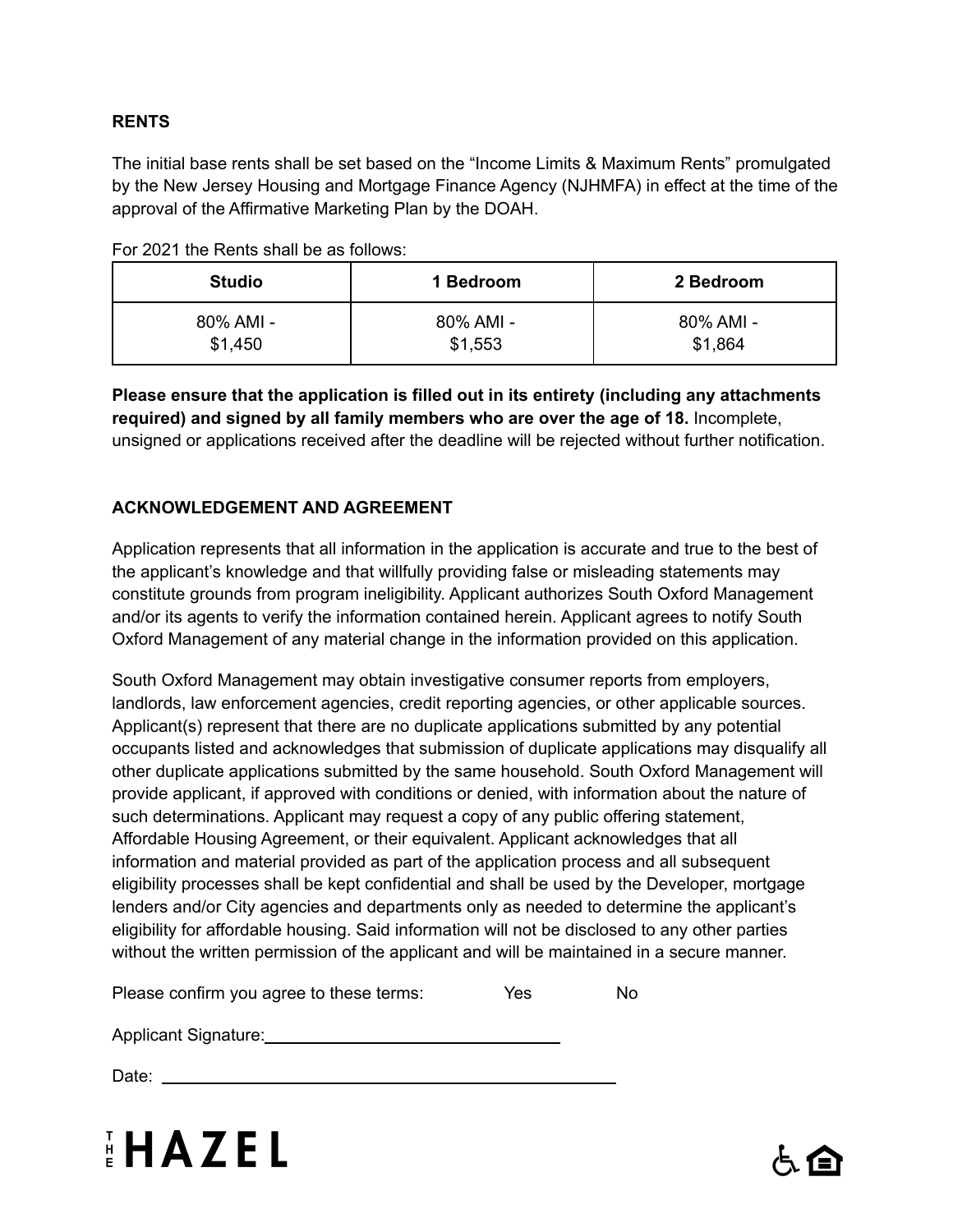## RENTS

The initial base rents shall be set based on the "Income Limits & Maximum Rents" promulgated by the New Jersey Housing and Mortgage Finance Agency (NJHMFA) in effect at the time of the approval of the Affirmative Marketing Plan by the DOAH.

For 2021 the Rents shall be as follows:

| Studio | 1 Bedroom | 2 Bedroom |
| --- | --- | --- |
| 80% AMI - $1,450 | 80% AMI - $1,553 | 80% AMI - $1,864 |

**Please ensure that the application is filled out in its entirety (including any attachments required) and signed by all family members who are over the age of 18.** Incomplete, unsigned or applications received after the deadline will be rejected without further notification.

## ACKNOWLEDGEMENT AND AGREEMENT

Application represents that all information in the application is accurate and true to the best of the applicant's knowledge and that willfully providing false or misleading statements may constitute grounds from program ineligibility. Applicant authorizes South Oxford Management and/or its agents to verify the information contained herein. Applicant agrees to notify South Oxford Management of any material change in the information provided on this application.

South Oxford Management may obtain investigative consumer reports from employers, landlords, law enforcement agencies, credit reporting agencies, or other applicable sources. Applicant(s) represent that there are no duplicate applications submitted by any potential occupants listed and acknowledges that submission of duplicate applications may disqualify all other duplicate applications submitted by the same household. South Oxford Management will provide applicant, if approved with conditions or denied, with information about the nature of such determinations. Applicant may request a copy of any public offering statement, Affordable Housing Agreement, or their equivalent. Applicant acknowledges that all information and material provided as part of the application process and all subsequent eligibility processes shall be kept confidential and shall be used by the Developer, mortgage lenders and/or City agencies and departments only as needed to determine the applicant's eligibility for affordable housing. Said information will not be disclosed to any other parties without the written permission of the applicant and will be maintained in a secure manner.

Please confirm you agree to these terms: Yes No

Applicant Signature:\_\_\_\_\_\_\_\_\_\_\_\_\_\_\_\_\_\_\_\_\_\_\_\_\_\_\_\_\_\_

Date: \_\_\_\_\_\_\_\_\_\_\_\_\_\_\_\_\_\_\_\_\_\_\_\_\_\_\_\_\_\_\_\_\_\_\_\_\_\_\_\_\_\_

THE HAZEL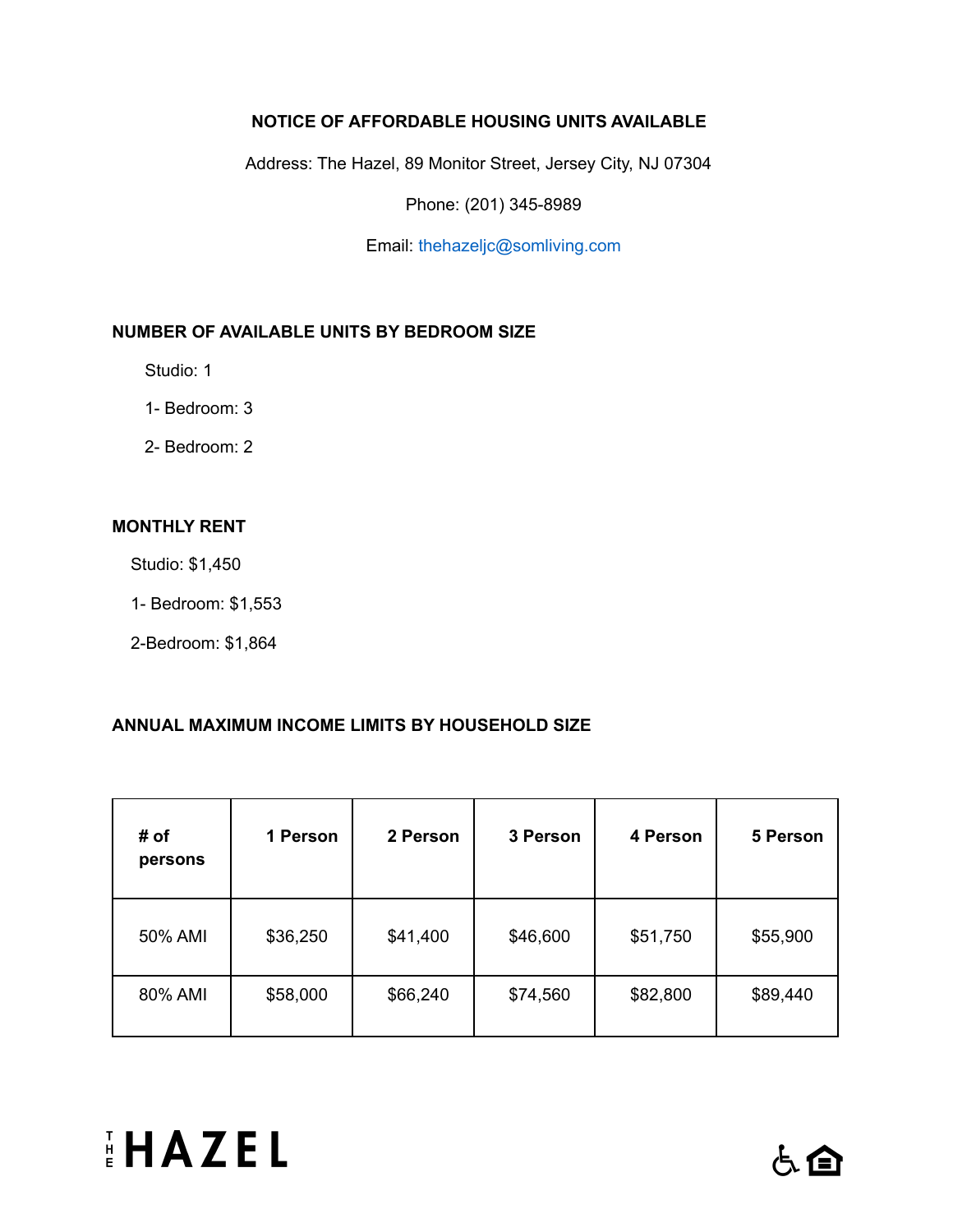**NOTICE OF AFFORDABLE HOUSING UNITS AVAILABLE**

Address: The Hazel, 89 Monitor Street, Jersey City, NJ 07304

Phone: (201) 345-8989

Email: thehazeljc@somliving.com

**NUMBER OF AVAILABLE UNITS BY BEDROOM SIZE**

Studio: 1

1- Bedroom: 3

2- Bedroom: 2

**MONTHLY RENT**

Studio: $1,450

1- Bedroom: $1,553

2-Bedroom: $1,864

**ANNUAL MAXIMUM INCOME LIMITS BY HOUSEHOLD SIZE**

| # of persons | 1 Person | 2 Person | 3 Person | 4 Person | 5 Person |
|---|---|---|---|---|---|
| 50% AMI | $36,250 | $41,400 | $46,600 | $51,750 | $55,900 |
| 80% AMI | $58,000 | $66,240 | $74,560 | $82,800 | $89,440 |

THE HAZEL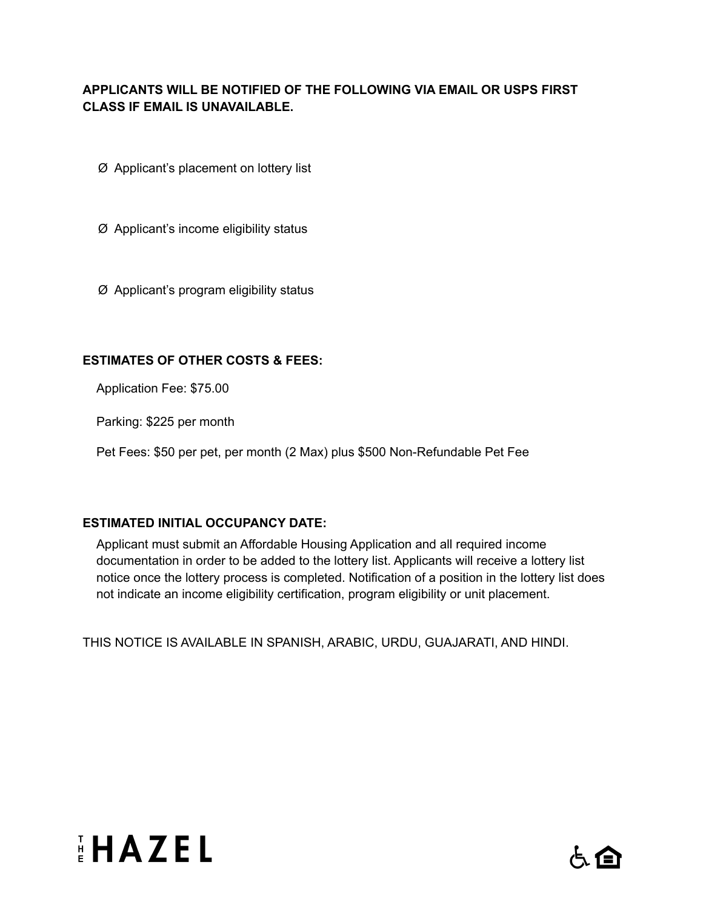**APPLICANTS WILL BE NOTIFIED OF THE FOLLOWING VIA EMAIL OR USPS FIRST CLASS IF EMAIL IS UNAVAILABLE.**

- Ø Applicant's placement on lottery list
- Ø Applicant's income eligibility status
- Ø Applicant's program eligibility status

**ESTIMATES OF OTHER COSTS & FEES:**

Application Fee: $75.00

Parking: $225 per month

Pet Fees: $50 per pet, per month (2 Max) plus $500 Non-Refundable Pet Fee

**ESTIMATED INITIAL OCCUPANCY DATE:**

Applicant must submit an Affordable Housing Application and all required income documentation in order to be added to the lottery list. Applicants will receive a lottery list notice once the lottery process is completed. Notification of a position in the lottery list does not indicate an income eligibility certification, program eligibility or unit placement.

THIS NOTICE IS AVAILABLE IN SPANISH, ARABIC, URDU, GUAJARATI, AND HINDI.

THE HAZEL